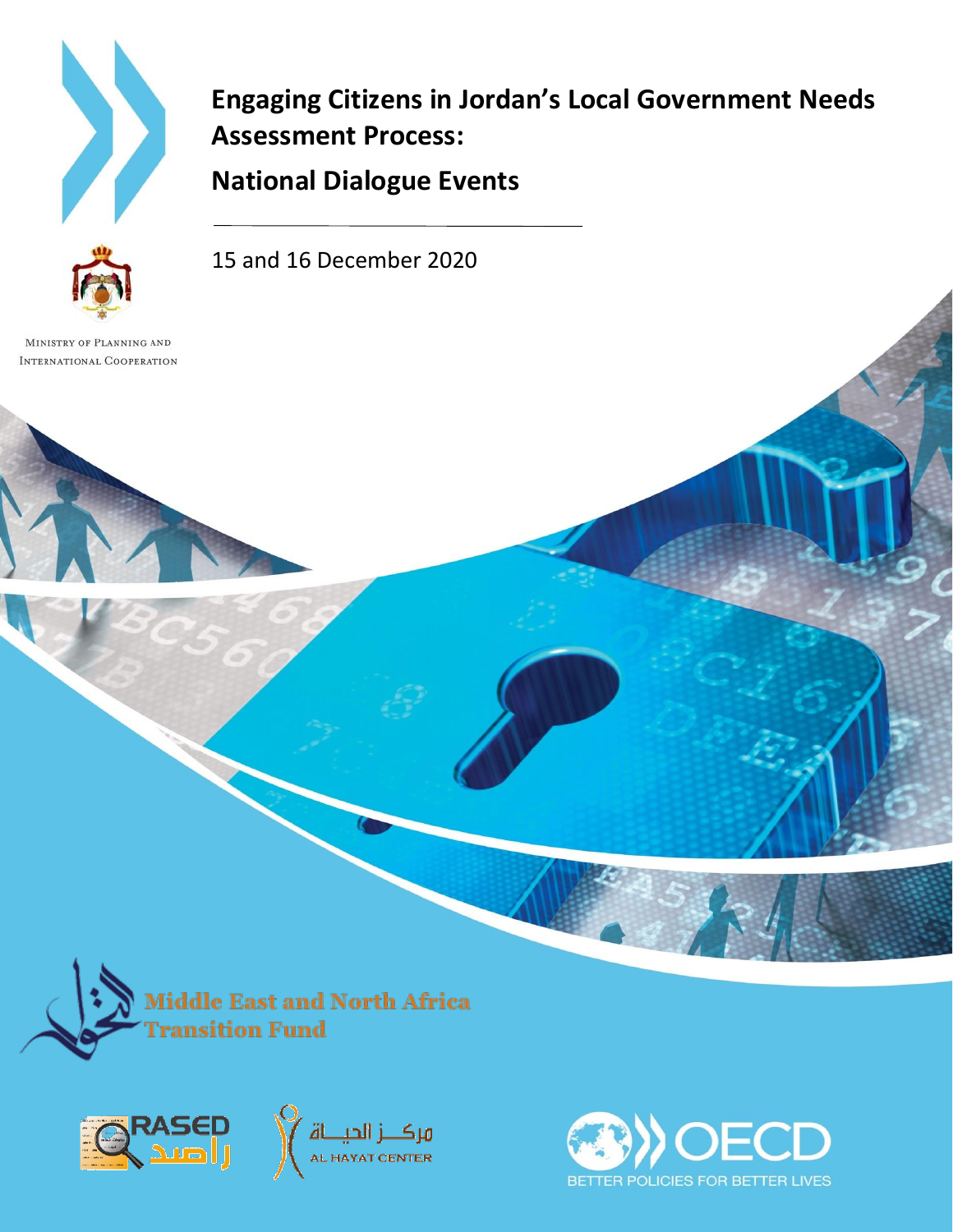# Engaging Citizens in Jordan's Local Government Needs Assessment Process:

# National Dialogue Events

15 and 16 December 2020

MINISTRY OF PLANNING AND INTERNATIONAL COOPERATION

Middle East and North Africa Transition Fund

RASED راصد

مركز الحياة AL HAYAT CENTER

OECD BETTER POLICIES FOR BETTER LIVES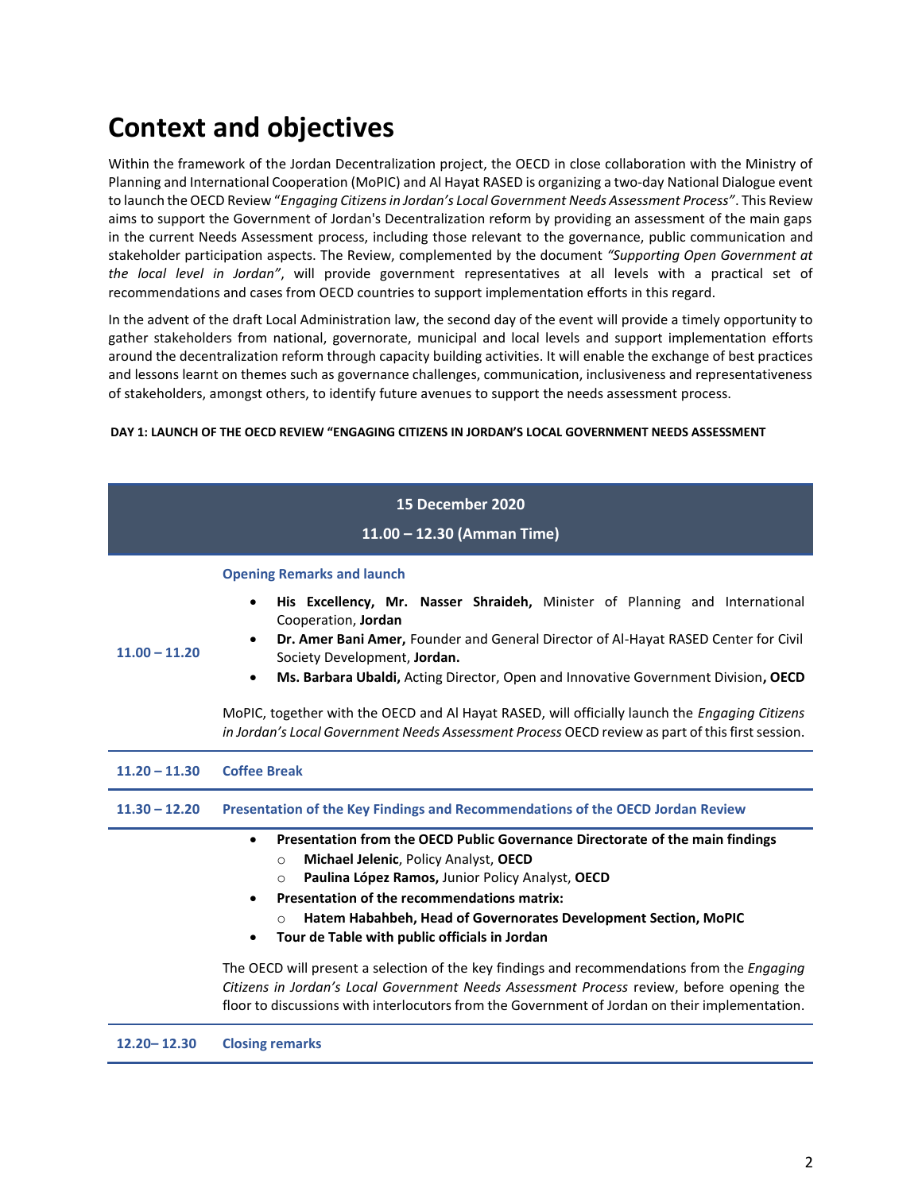# Context and objectives

Within the framework of the Jordan Decentralization project, the OECD in close collaboration with the Ministry of Planning and International Cooperation (MoPIC) and Al Hayat RASED is organizing a two-day National Dialogue event to launch the OECD Review "*Engaging Citizens in Jordan's Local Government Needs Assessment Process"*. This Review aims to support the Government of Jordan's Decentralization reform by providing an assessment of the main gaps in the current Needs Assessment process, including those relevant to the governance, public communication and stakeholder participation aspects. The Review, complemented by the document *"Supporting Open Government at the local level in Jordan"*, will provide government representatives at all levels with a practical set of recommendations and cases from OECD countries to support implementation efforts in this regard.

In the advent of the draft Local Administration law, the second day of the event will provide a timely opportunity to gather stakeholders from national, governorate, municipal and local levels and support implementation efforts around the decentralization reform through capacity building activities. It will enable the exchange of best practices and lessons learnt on themes such as governance challenges, communication, inclusiveness and representativeness of stakeholders, amongst others, to identify future avenues to support the needs assessment process.

**DAY 1: LAUNCH OF THE OECD REVIEW "ENGAGING CITIZENS IN JORDAN'S LOCAL GOVERNMENT NEEDS ASSESSMENT**

| 15 December 2020<br>11.00 – 12.30 (Amman Time) | |
|---|---|
| **11.00 – 11.20** | **Opening Remarks and launch**<br>• **His Excellency, Mr. Nasser Shraideh,** Minister of Planning and International Cooperation, **Jordan**<br>• **Dr. Amer Bani Amer,** Founder and General Director of Al-Hayat RASED Center for Civil Society Development, **Jordan.**<br>• **Ms. Barbara Ubaldi,** Acting Director, Open and Innovative Government Division**, OECD**<br><br>MoPIC, together with the OECD and Al Hayat RASED, will officially launch the *Engaging Citizens in Jordan's Local Government Needs Assessment Process* OECD review as part of this first session. |
| **11.20 – 11.30** | **Coffee Break** |
| **11.30 – 12.20** | **Presentation of the Key Findings and Recommendations of the OECD Jordan Review** |
| | • **Presentation from the OECD Public Governance Directorate of the main findings**<br>  ○ **Michael Jelenic**, Policy Analyst, **OECD**<br>  ○ **Paulina López Ramos,** Junior Policy Analyst, **OECD**<br>• **Presentation of the recommendations matrix:**<br>  ○ **Hatem Habahbeh, Head of Governorates Development Section, MoPIC**<br>• **Tour de Table with public officials in Jordan**<br><br>The OECD will present a selection of the key findings and recommendations from the *Engaging Citizens in Jordan's Local Government Needs Assessment Process* review, before opening the floor to discussions with interlocutors from the Government of Jordan on their implementation. |
| **12.20– 12.30** | **Closing remarks** |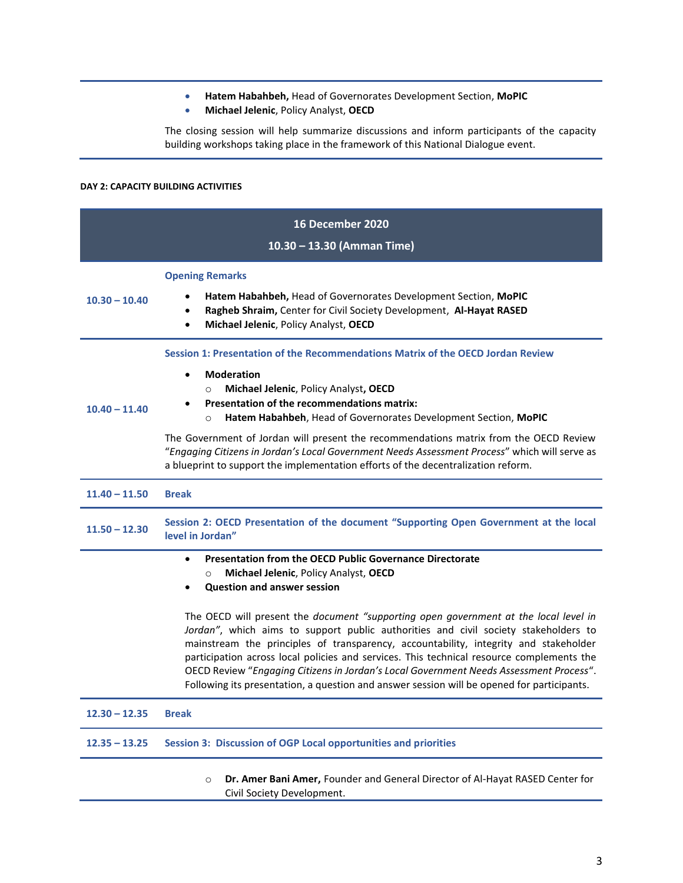- **Hatem Habahbeh,** Head of Governorates Development Section, **MoPIC**
- **Michael Jelenic**, Policy Analyst, **OECD**

The closing session will help summarize discussions and inform participants of the capacity building workshops taking place in the framework of this National Dialogue event.

**DAY 2: CAPACITY BUILDING ACTIVITIES**

| **16 December 2020**<br>**10.30 – 13.30 (Amman Time)** | |
|---|---|
| **10.30 – 10.40** | **Opening Remarks**<br>• **Hatem Habahbeh,** Head of Governorates Development Section, **MoPIC**<br>• **Ragheb Shraim,** Center for Civil Society Development, **Al-Hayat RASED**<br>• **Michael Jelenic**, Policy Analyst, **OECD** |
| **10.40 – 11.40** | **Session 1: Presentation of the Recommendations Matrix of the OECD Jordan Review**<br>• **Moderation**<br>  ○ **Michael Jelenic**, Policy Analyst**, OECD**<br>• **Presentation of the recommendations matrix:**<br>  ○ **Hatem Habahbeh**, Head of Governorates Development Section, **MoPIC**<br>The Government of Jordan will present the recommendations matrix from the OECD Review "*Engaging Citizens in Jordan's Local Government Needs Assessment Process*" which will serve as a blueprint to support the implementation efforts of the decentralization reform. |
| **11.40 – 11.50** | **Break** |
| **11.50 – 12.30** | **Session 2: OECD Presentation of the document "Supporting Open Government at the local level in Jordan"** |
| | • **Presentation from the OECD Public Governance Directorate**<br>  ○ **Michael Jelenic**, Policy Analyst, **OECD**<br>• **Question and answer session**<br>The OECD will present the *document "supporting open government at the local level in Jordan"*, which aims to support public authorities and civil society stakeholders to mainstream the principles of transparency, accountability, integrity and stakeholder participation across local policies and services. This technical resource complements the OECD Review "*Engaging Citizens in Jordan's Local Government Needs Assessment Process*". Following its presentation, a question and answer session will be opened for participants. |
| **12.30 – 12.35** | **Break** |
| **12.35 – 13.25** | **Session 3: Discussion of OGP Local opportunities and priorities** |
| | ○ **Dr. Amer Bani Amer,** Founder and General Director of Al-Hayat RASED Center for Civil Society Development. |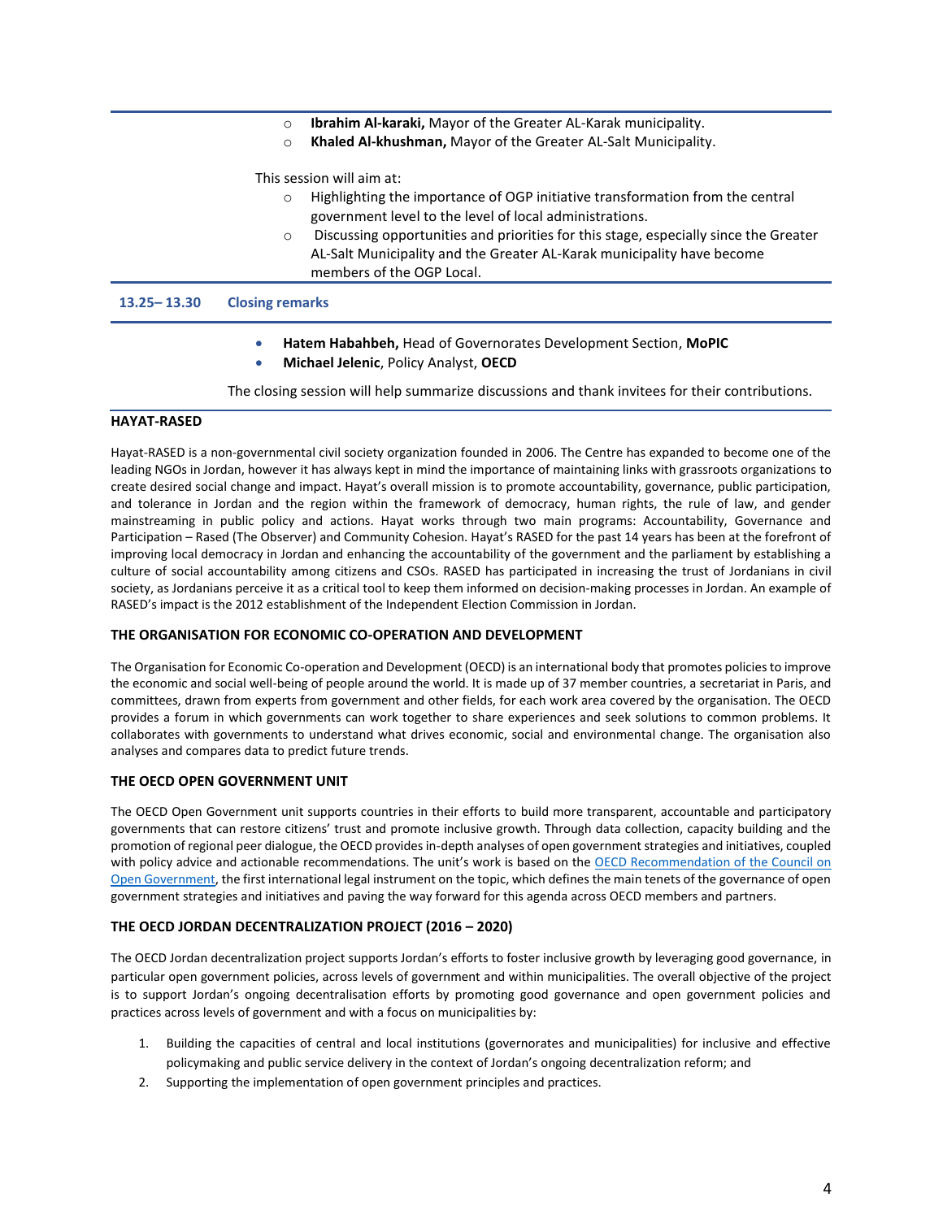- **Ibrahim Al-karaki,** Mayor of the Greater AL-Karak municipality.
- **Khaled Al-khushman,** Mayor of the Greater AL-Salt Municipality.

This session will aim at:

- Highlighting the importance of OGP initiative transformation from the central government level to the level of local administrations.
- Discussing opportunities and priorities for this stage, especially since the Greater AL-Salt Municipality and the Greater AL-Karak municipality have become members of the OGP Local.

**13.25– 13.30 Closing remarks**

- **Hatem Habahbeh,** Head of Governorates Development Section, **MoPIC**
- **Michael Jelenic**, Policy Analyst, **OECD**

The closing session will help summarize discussions and thank invitees for their contributions.

## HAYAT-RASED

Hayat-RASED is a non-governmental civil society organization founded in 2006. The Centre has expanded to become one of the leading NGOs in Jordan, however it has always kept in mind the importance of maintaining links with grassroots organizations to create desired social change and impact. Hayat's overall mission is to promote accountability, governance, public participation, and tolerance in Jordan and the region within the framework of democracy, human rights, the rule of law, and gender mainstreaming in public policy and actions. Hayat works through two main programs: Accountability, Governance and Participation – Rased (The Observer) and Community Cohesion. Hayat's RASED for the past 14 years has been at the forefront of improving local democracy in Jordan and enhancing the accountability of the government and the parliament by establishing a culture of social accountability among citizens and CSOs. RASED has participated in increasing the trust of Jordanians in civil society, as Jordanians perceive it as a critical tool to keep them informed on decision-making processes in Jordan. An example of RASED's impact is the 2012 establishment of the Independent Election Commission in Jordan.

## THE ORGANISATION FOR ECONOMIC CO-OPERATION AND DEVELOPMENT

The Organisation for Economic Co-operation and Development (OECD) is an international body that promotes policies to improve the economic and social well-being of people around the world. It is made up of 37 member countries, a secretariat in Paris, and committees, drawn from experts from government and other fields, for each work area covered by the organisation. The OECD provides a forum in which governments can work together to share experiences and seek solutions to common problems. It collaborates with governments to understand what drives economic, social and environmental change. The organisation also analyses and compares data to predict future trends.

## THE OECD OPEN GOVERNMENT UNIT

The OECD Open Government unit supports countries in their efforts to build more transparent, accountable and participatory governments that can restore citizens' trust and promote inclusive growth. Through data collection, capacity building and the promotion of regional peer dialogue, the OECD provides in-depth analyses of open government strategies and initiatives, coupled with policy advice and actionable recommendations. The unit's work is based on the OECD Recommendation of the Council on Open Government, the first international legal instrument on the topic, which defines the main tenets of the governance of open government strategies and initiatives and paving the way forward for this agenda across OECD members and partners.

## THE OECD JORDAN DECENTRALIZATION PROJECT (2016 – 2020)

The OECD Jordan decentralization project supports Jordan's efforts to foster inclusive growth by leveraging good governance, in particular open government policies, across levels of government and within municipalities. The overall objective of the project is to support Jordan's ongoing decentralisation efforts by promoting good governance and open government policies and practices across levels of government and with a focus on municipalities by:

1. Building the capacities of central and local institutions (governorates and municipalities) for inclusive and effective policymaking and public service delivery in the context of Jordan's ongoing decentralization reform; and
2. Supporting the implementation of open government principles and practices.